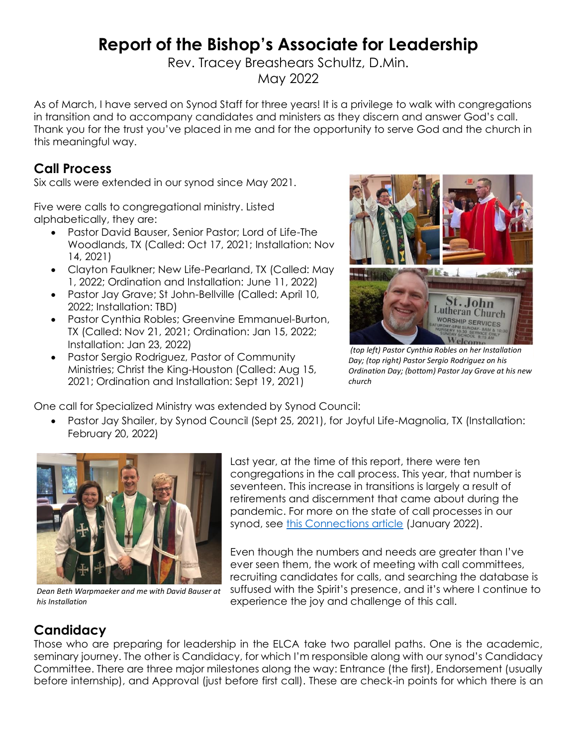# Report of the Bishop's Associate for Leadership

Rev. Tracey Breashears Schultz, D.Min.
May 2022

As of March, I have served on Synod Staff for three years! It is a privilege to walk with congregations in transition and to accompany candidates and ministers as they discern and answer God's call. Thank you for the trust you've placed in me and for the opportunity to serve God and the church in this meaningful way.

## Call Process

Six calls were extended in our synod since May 2021.

Five were calls to congregational ministry. Listed alphabetically, they are:

- Pastor David Bauser, Senior Pastor; Lord of Life-The Woodlands, TX (Called: Oct 17, 2021; Installation: Nov 14, 2021)
- Clayton Faulkner; New Life-Pearland, TX (Called: May 1, 2022; Ordination and Installation: June 11, 2022)
- Pastor Jay Grave; St John-Bellville (Called: April 10, 2022; Installation: TBD)
- Pastor Cynthia Robles; Greenvine Emmanuel-Burton, TX (Called: Nov 21, 2021; Ordination: Jan 15, 2022; Installation: Jan 23, 2022)
- Pastor Sergio Rodriguez, Pastor of Community Ministries; Christ the King-Houston (Called: Aug 15, 2021; Ordination and Installation: Sept 19, 2021)

*(top left) Pastor Cynthia Robles on her Installation Day; (top right) Pastor Sergio Rodriguez on his Ordination Day; (bottom) Pastor Jay Grave at his new church*

One call for Specialized Ministry was extended by Synod Council:

- Pastor Jay Shailer, by Synod Council (Sept 25, 2021), for Joyful Life-Magnolia, TX (Installation: February 20, 2022)

*Dean Beth Warpmaeker and me with David Bauser at his Installation*

Last year, at the time of this report, there were ten congregations in the call process. This year, that number is seventeen. This increase in transitions is largely a result of retirements and discernment that came about during the pandemic. For more on the state of call processes in our synod, see this Connections article (January 2022).

Even though the numbers and needs are greater than I've ever seen them, the work of meeting with call committees, recruiting candidates for calls, and searching the database is suffused with the Spirit's presence, and it's where I continue to experience the joy and challenge of this call.

## Candidacy

Those who are preparing for leadership in the ELCA take two parallel paths. One is the academic, seminary journey. The other is Candidacy, for which I'm responsible along with our synod's Candidacy Committee. There are three major milestones along the way: Entrance (the first), Endorsement (usually before internship), and Approval (just before first call). These are check-in points for which there is an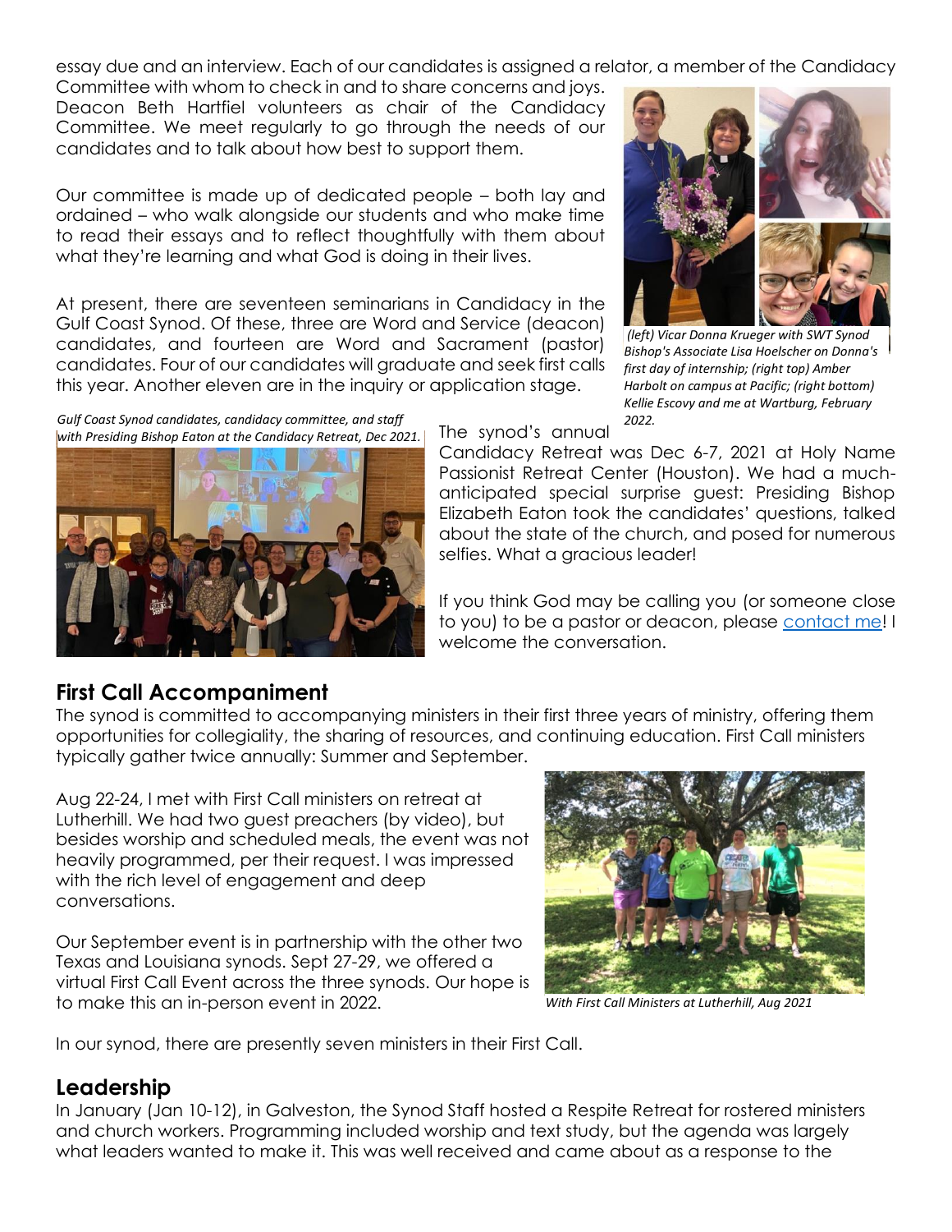essay due and an interview. Each of our candidates is assigned a relator, a member of the Candidacy Committee with whom to check in and to share concerns and joys. Deacon Beth Hartfiel volunteers as chair of the Candidacy Committee. We meet regularly to go through the needs of our candidates and to talk about how best to support them.

Our committee is made up of dedicated people – both lay and ordained – who walk alongside our students and who make time to read their essays and to reflect thoughtfully with them about what they're learning and what God is doing in their lives.

At present, there are seventeen seminarians in Candidacy in the Gulf Coast Synod. Of these, three are Word and Service (deacon) candidates, and fourteen are Word and Sacrament (pastor) candidates. Four of our candidates will graduate and seek first calls this year. Another eleven are in the inquiry or application stage.

*(left) Vicar Donna Krueger with SWT Synod Bishop's Associate Lisa Hoelscher on Donna's first day of internship; (right top) Amber Harbolt on campus at Pacific; (right bottom) Kellie Escovy and me at Wartburg, February 2022.*

*Gulf Coast Synod candidates, candidacy committee, and staff with Presiding Bishop Eaton at the Candidacy Retreat, Dec 2021.*

The synod's annual Candidacy Retreat was Dec 6-7, 2021 at Holy Name Passionist Retreat Center (Houston). We had a much-anticipated special surprise guest: Presiding Bishop Elizabeth Eaton took the candidates' questions, talked about the state of the church, and posed for numerous selfies. What a gracious leader!

If you think God may be calling you (or someone close to you) to be a pastor or deacon, please contact me! I welcome the conversation.

## First Call Accompaniment

The synod is committed to accompanying ministers in their first three years of ministry, offering them opportunities for collegiality, the sharing of resources, and continuing education. First Call ministers typically gather twice annually: Summer and September.

Aug 22-24, I met with First Call ministers on retreat at Lutherhill. We had two guest preachers (by video), but besides worship and scheduled meals, the event was not heavily programmed, per their request. I was impressed with the rich level of engagement and deep conversations.

Our September event is in partnership with the other two Texas and Louisiana synods. Sept 27-29, we offered a virtual First Call Event across the three synods. Our hope is to make this an in-person event in 2022.

*With First Call Ministers at Lutherhill, Aug 2021*

In our synod, there are presently seven ministers in their First Call.

## Leadership

In January (Jan 10-12), in Galveston, the Synod Staff hosted a Respite Retreat for rostered ministers and church workers. Programming included worship and text study, but the agenda was largely what leaders wanted to make it. This was well received and came about as a response to the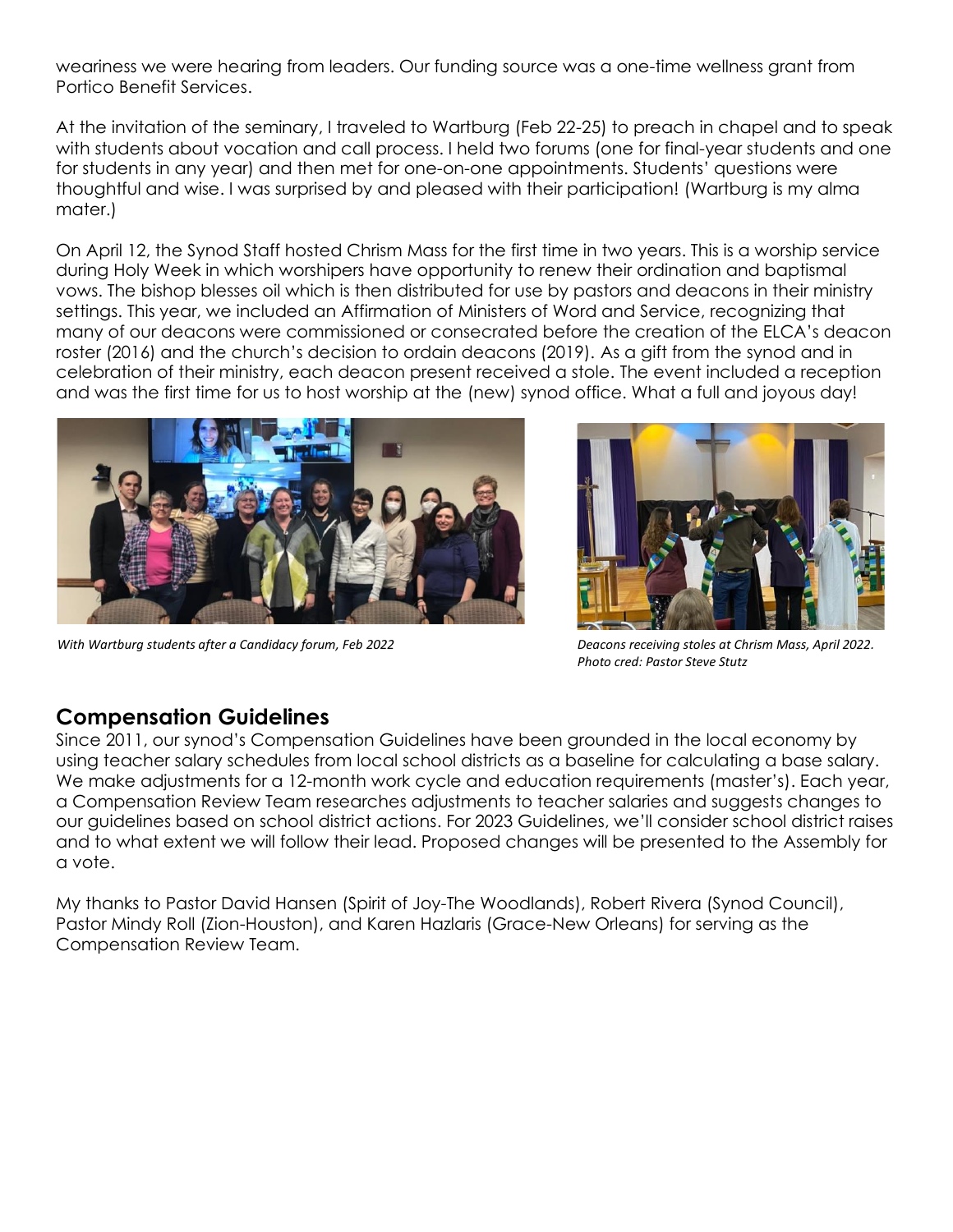weariness we were hearing from leaders. Our funding source was a one-time wellness grant from Portico Benefit Services.

At the invitation of the seminary, I traveled to Wartburg (Feb 22-25) to preach in chapel and to speak with students about vocation and call process. I held two forums (one for final-year students and one for students in any year) and then met for one-on-one appointments. Students' questions were thoughtful and wise. I was surprised by and pleased with their participation! (Wartburg is my alma mater.)

On April 12, the Synod Staff hosted Chrism Mass for the first time in two years. This is a worship service during Holy Week in which worshipers have opportunity to renew their ordination and baptismal vows. The bishop blesses oil which is then distributed for use by pastors and deacons in their ministry settings. This year, we included an Affirmation of Ministers of Word and Service, recognizing that many of our deacons were commissioned or consecrated before the creation of the ELCA's deacon roster (2016) and the church's decision to ordain deacons (2019). As a gift from the synod and in celebration of their ministry, each deacon present received a stole. The event included a reception and was the first time for us to host worship at the (new) synod office. What a full and joyous day!

*With Wartburg students after a Candidacy forum, Feb 2022*

*Deacons receiving stoles at Chrism Mass, April 2022. Photo cred: Pastor Steve Stutz*

## Compensation Guidelines

Since 2011, our synod's Compensation Guidelines have been grounded in the local economy by using teacher salary schedules from local school districts as a baseline for calculating a base salary. We make adjustments for a 12-month work cycle and education requirements (master's). Each year, a Compensation Review Team researches adjustments to teacher salaries and suggests changes to our guidelines based on school district actions. For 2023 Guidelines, we'll consider school district raises and to what extent we will follow their lead. Proposed changes will be presented to the Assembly for a vote.

My thanks to Pastor David Hansen (Spirit of Joy-The Woodlands), Robert Rivera (Synod Council), Pastor Mindy Roll (Zion-Houston), and Karen Hazlaris (Grace-New Orleans) for serving as the Compensation Review Team.